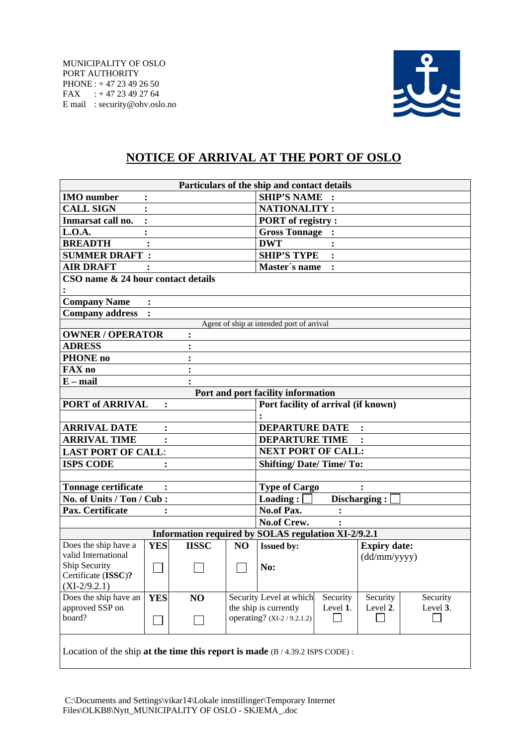MUNICIPALITY OF OSLO
PORT AUTHORITY
PHONE : + 47 23 49 26 50
FAX : + 47 23 49 27 64
E mail : security@ohv.oslo.no

# NOTICE OF ARRIVAL AT THE PORT OF OSLO

| **Particulars of the ship and contact details** | |
|---|---|
| **IMO number :** | **SHIP'S NAME :** |
| **CALL SIGN :** | **NATIONALITY :** |
| **Inmarsat call no. :** | **PORT of registry :** |
| **L.O.A. :** | **Gross Tonnage :** |
| **BREADTH :** | **DWT :** |
| **SUMMER DRAFT :** | **SHIP'S TYPE :** |
| **AIR DRAFT :** | **Master´s name :** |
| **CSO name & 24 hour contact details :** | |
| **Company Name :** | |
| **Company address :** | |
| Agent of ship at intended port of arrival | |
| **OWNER / OPERATOR :** | |
| **ADRESS :** | |
| **PHONE no :** | |
| **FAX no :** | |
| **E – mail :** | |
| **Port and port facility information** | |
| **PORT of ARRIVAL :** | **Port facility of arrival (if known) :** |
| **ARRIVAL DATE :** | **DEPARTURE DATE :** |
| **ARRIVAL TIME :** | **DEPARTURE TIME :** |
| **LAST PORT OF CALL:** | **NEXT PORT OF CALL:** |
| **ISPS CODE :** | **Shifting/ Date/ Time/ To:** |
| | |
| **Tonnage certificate :** | **Type of Cargo :** |
| **No. of Units / Ton / Cub :** | **Loading :** ☐ **Discharging :** ☐ |
| **Pax. Certificate :** | **No.of Pax. :** |
| | **No.of Crew. :** |

| **Information required by SOLAS regulation XI-2/9.2.1** | | | | | | | |
|---|---|---|---|---|---|---|---|
| Does the ship have a valid International Ship Security Certificate (**ISSC**)? (XI-2/9.2.1) | **YES** ☐ | **IISSC** ☐ | **NO** ☐ | **Issued by:** **No:** | | **Expiry date:** (dd/mm/yyyy) | |
| Does the ship have an approved SSP on board? | **YES** ☐ | **NO** ☐ | Security Level at which the ship is currently operating? (XI-2 / 9.2.1.2) | | Security Level **1**. ☐ | Security Level **2**. ☐ | Security Level **3**. ☐ |
| Location of the ship **at the time this report is made** (B / 4.39.2 ISPS CODE) : | | | | | | | |

C:\Documents and Settings\vikar14\Lokale innstillinger\Temporary Internet Files\OLKB8\Nytt_MUNICIPALITY OF OSLO - SKJEMA_.doc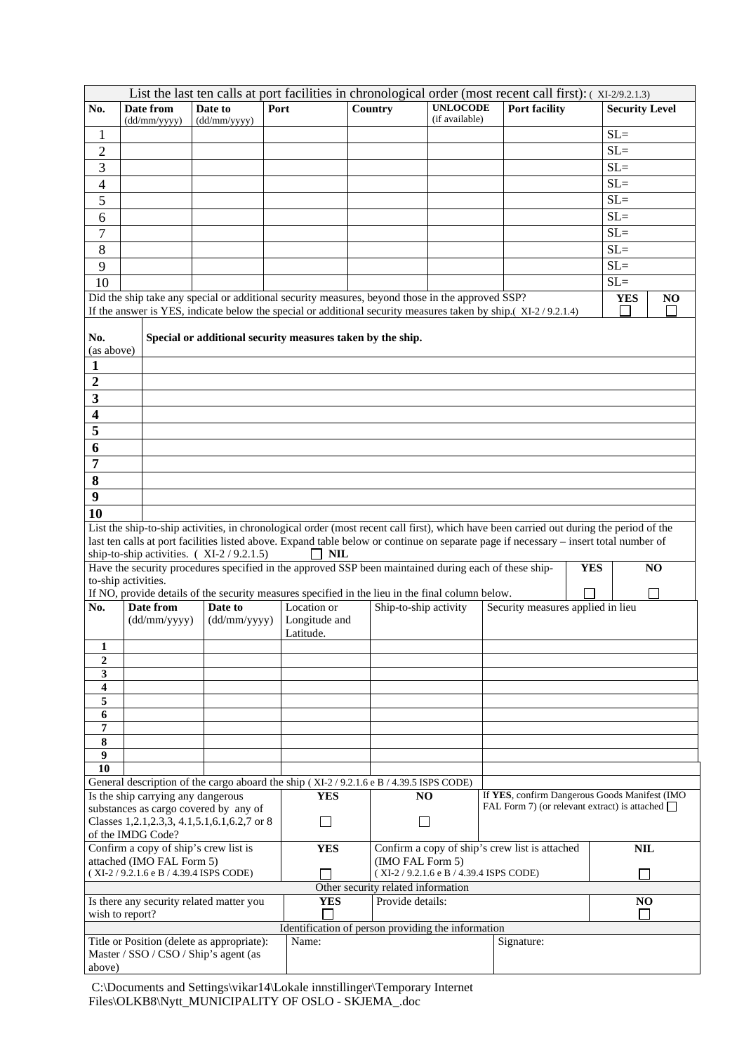List the last ten calls at port facilities in chronological order (most recent call first): ( XI-2/9.2.1.3)

| No. | Date from (dd/mm/yyyy) | Date to (dd/mm/yyyy) | Port | Country | UNLOCODE (if available) | Port facility | Security Level |
|---|---|---|---|---|---|---|---|
| 1 | | | | | | | SL= |
| 2 | | | | | | | SL= |
| 3 | | | | | | | SL= |
| 4 | | | | | | | SL= |
| 5 | | | | | | | SL= |
| 6 | | | | | | | SL= |
| 7 | | | | | | | SL= |
| 8 | | | | | | | SL= |
| 9 | | | | | | | SL= |
| 10 | | | | | | | SL= |

Did the ship take any special or additional security measures, beyond those in the approved SSP? **YES** ☐ **NO** ☐

If the answer is YES, indicate below the special or additional security measures taken by ship.( XI-2 / 9.2.1.4)

| No. (as above) | Special or additional security measures taken by the ship. |
|---|---|
| 1 | |
| 2 | |
| 3 | |
| 4 | |
| 5 | |
| 6 | |
| 7 | |
| 8 | |
| 9 | |
| 10 | |

List the ship-to-ship activities, in chronological order (most recent call first), which have been carried out during the period of the last ten calls at port facilities listed above. Expand table below or continue on separate page if necessary – insert total number of ship-to-ship activities. ( XI-2 / 9.2.1.5) ☐ **NIL**

Have the security procedures specified in the approved SSP been maintained during each of these ship-to-ship activities. **YES** ☐ **NO** ☐

If NO, provide details of the security measures specified in the lieu in the final column below.

| No. | Date from (dd/mm/yyyy) | Date to (dd/mm/yyyy) | Location or Longitude and Latitude. | Ship-to-ship activity | Security measures applied in lieu |
|---|---|---|---|---|---|
| 1 | | | | | |
| 2 | | | | | |
| 3 | | | | | |
| 4 | | | | | |
| 5 | | | | | |
| 6 | | | | | |
| 7 | | | | | |
| 8 | | | | | |
| 9 | | | | | |
| 10 | | | | | |

General description of the cargo aboard the ship ( XI-2 / 9.2.1.6 e B / 4.39.5 ISPS CODE)

| | | | | |
|---|---|---|---|---|
| Is the ship carrying any dangerous substances as cargo covered by any of Classes 1,2.1,2.3,3, 4.1,5.1,6.1,6.2,7 or 8 of the IMDG Code? | **YES** ☐ | **NO** ☐ | If **YES**, confirm Dangerous Goods Manifest (IMO FAL Form 7) (or relevant extract) is attached ☐ | |
| Confirm a copy of ship's crew list is attached (IMO FAL Form 5) ( XI-2 / 9.2.1.6 e B / 4.39.4 ISPS CODE) | **YES** ☐ | Confirm a copy of ship's crew list is attached (IMO FAL Form 5) ( XI-2 / 9.2.1.6 e B / 4.39.4 ISPS CODE) | | **NIL** ☐ |

Other security related information

| | | | |
|---|---|---|---|
| Is there any security related matter you wish to report? | **YES** ☐ | Provide details: | **NO** ☐ |

Identification of person providing the information

| | | |
|---|---|---|
| Title or Position (delete as appropriate): Master / SSO / CSO / Ship's agent (as above) | Name: | Signature: |

C:\Documents and Settings\vikar14\Lokale innstillinger\Temporary Internet Files\OLKB8\Nytt_MUNICIPALITY OF OSLO - SKJEMA_.doc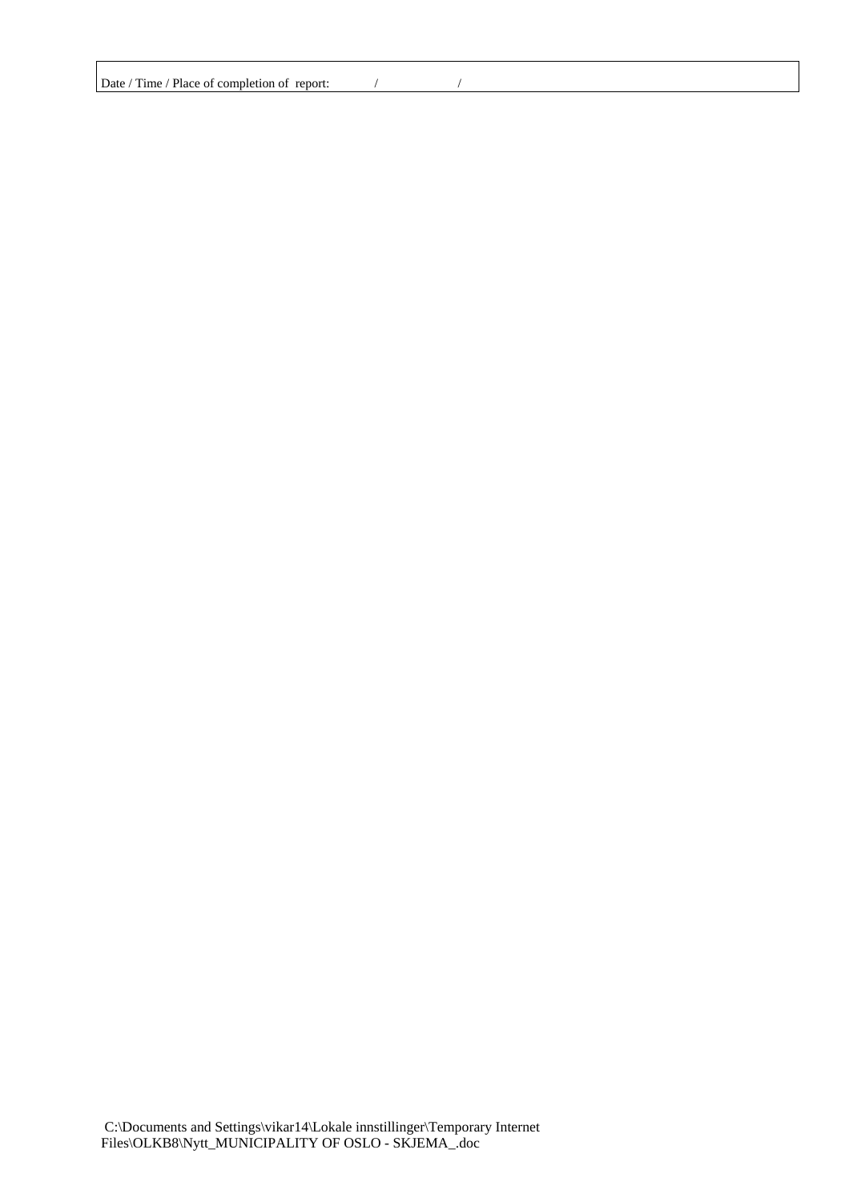| Date / Time / Place of completion of report: / / |
| --- |

C:\Documents and Settings\vikar14\Lokale innstillinger\Temporary Internet Files\OLKB8\Nytt_MUNICIPALITY OF OSLO - SKJEMA_.doc